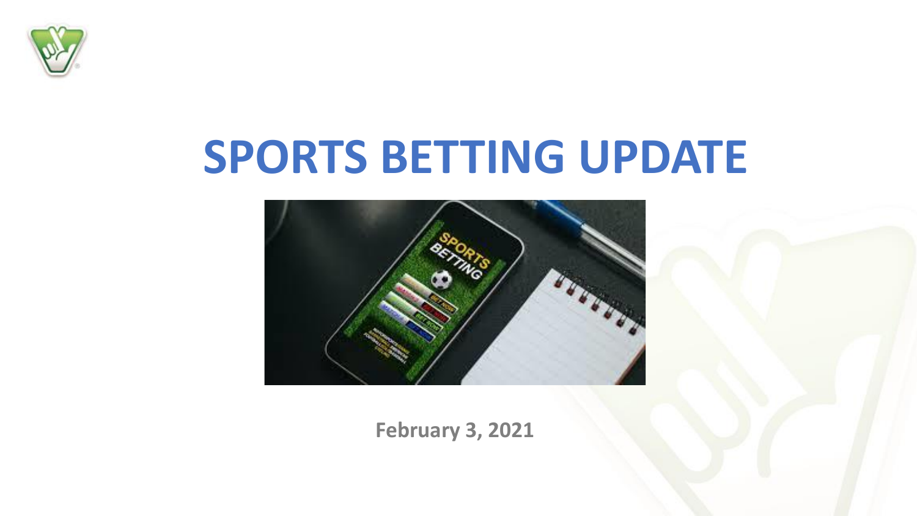# SPORTS BETTING UPDATE

**February 3, 2021**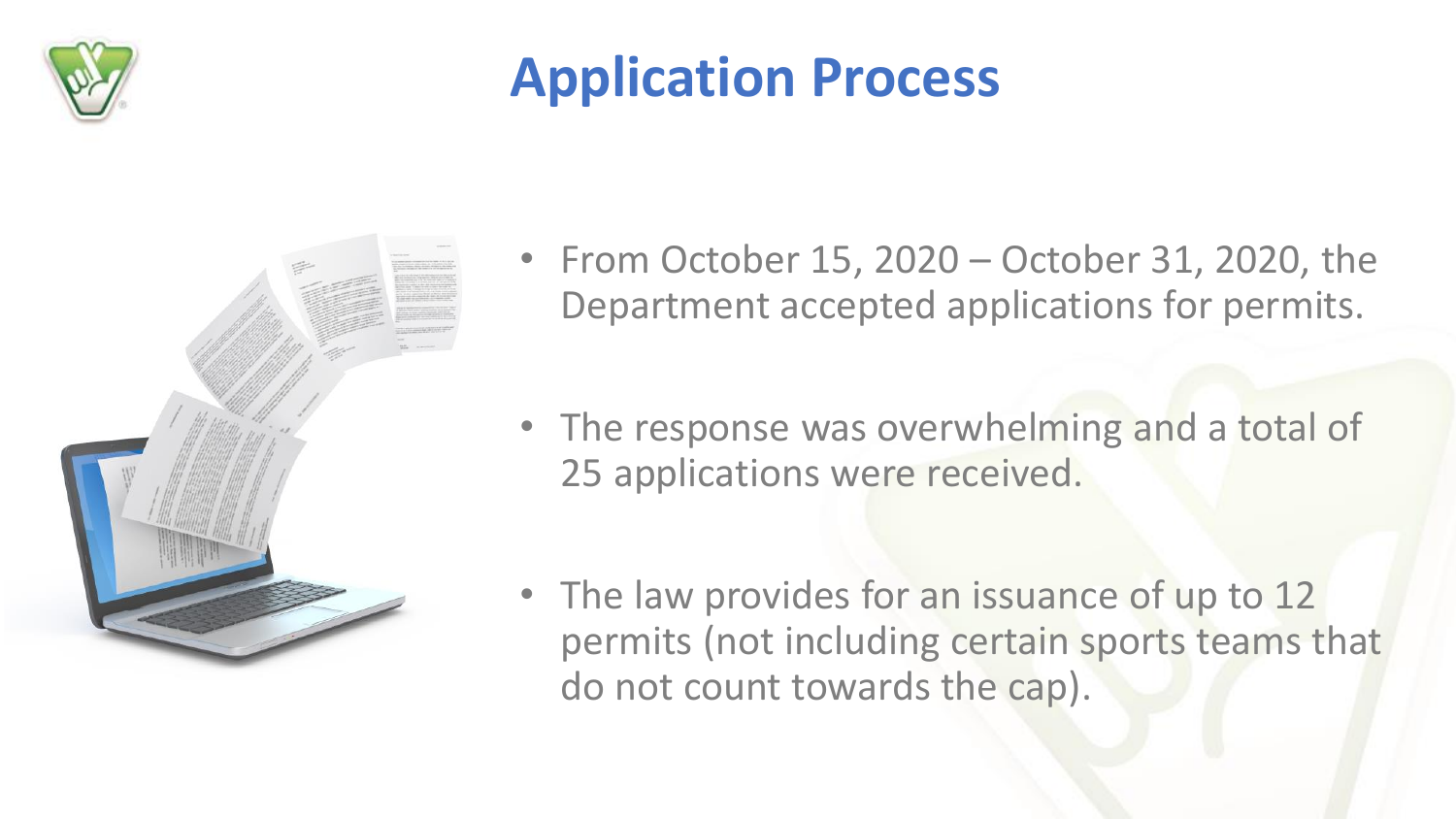# Application Process

- From October 15, 2020 – October 31, 2020, the Department accepted applications for permits.
- The response was overwhelming and a total of 25 applications were received.
- The law provides for an issuance of up to 12 permits (not including certain sports teams that do not count towards the cap).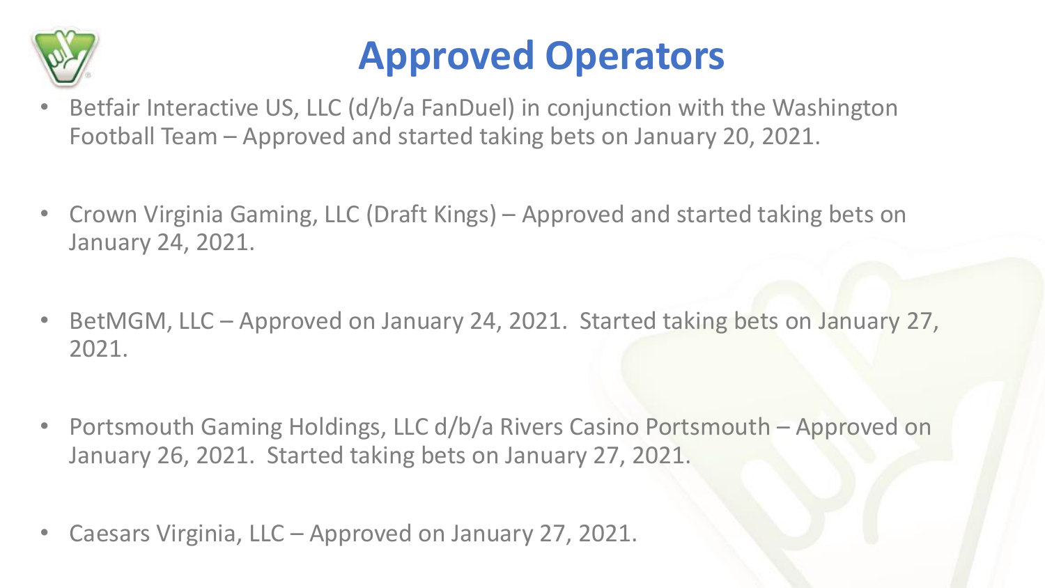# Approved Operators

- Betfair Interactive US, LLC (d/b/a FanDuel) in conjunction with the Washington Football Team – Approved and started taking bets on January 20, 2021.
- Crown Virginia Gaming, LLC (Draft Kings) – Approved and started taking bets on January 24, 2021.
- BetMGM, LLC – Approved on January 24, 2021. Started taking bets on January 27, 2021.
- Portsmouth Gaming Holdings, LLC d/b/a Rivers Casino Portsmouth – Approved on January 26, 2021. Started taking bets on January 27, 2021.
- Caesars Virginia, LLC – Approved on January 27, 2021.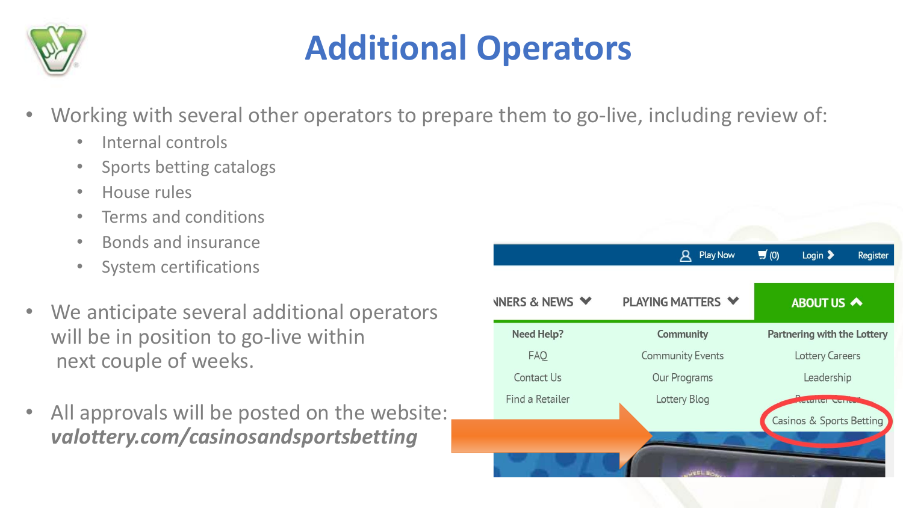# Additional Operators

- Working with several other operators to prepare them to go-live, including review of:
  - Internal controls
  - Sports betting catalogs
  - House rules
  - Terms and conditions
  - Bonds and insurance
  - System certifications
- We anticipate several additional operators will be in position to go-live within next couple of weeks.
- All approvals will be posted on the website: ***valottery.com/casinosandsportsbetting***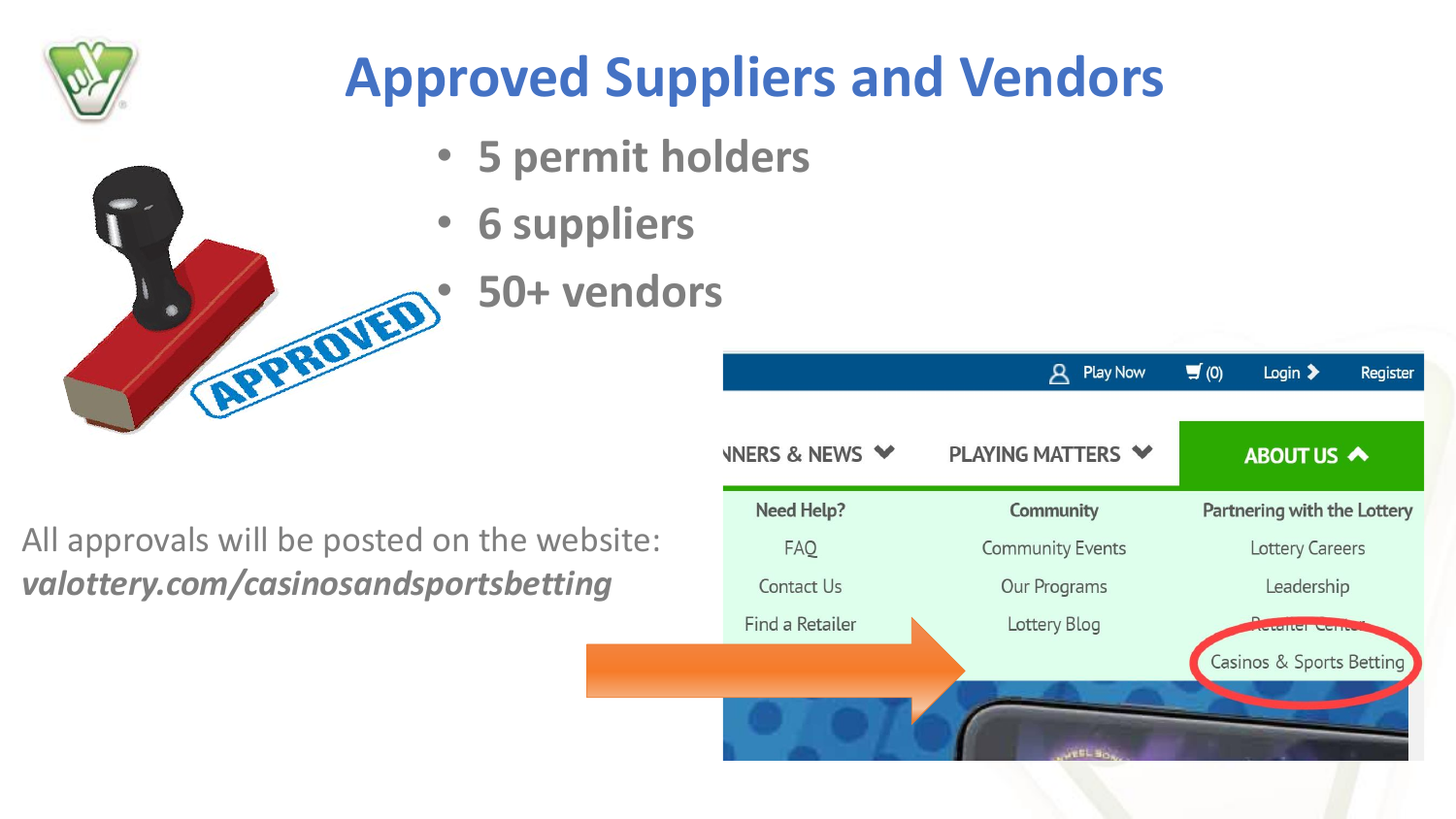# Approved Suppliers and Vendors

- 5 permit holders
- 6 suppliers
- 50+ vendors

All approvals will be posted on the website: *valottery.com/casinosandsportsbetting*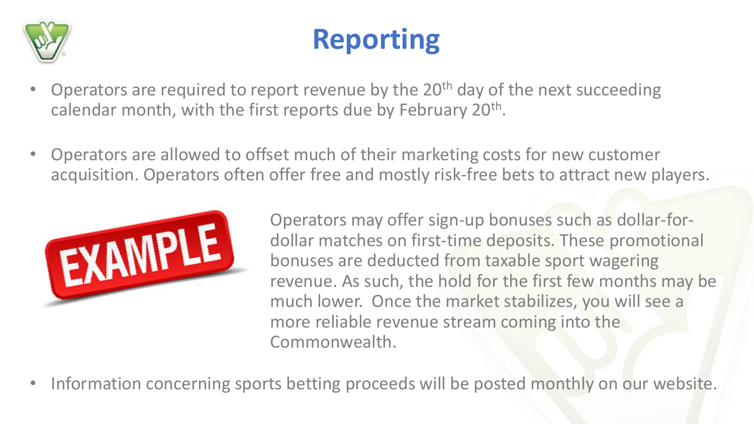# Reporting

- Operators are required to report revenue by the 20th day of the next succeeding calendar month, with the first reports due by February 20th.
- Operators are allowed to offset much of their marketing costs for new customer acquisition. Operators often offer free and mostly risk-free bets to attract new players.

EXAMPLE

Operators may offer sign-up bonuses such as dollar-for-dollar matches on first-time deposits. These promotional bonuses are deducted from taxable sport wagering revenue. As such, the hold for the first few months may be much lower. Once the market stabilizes, you will see a more reliable revenue stream coming into the Commonwealth.

- Information concerning sports betting proceeds will be posted monthly on our website.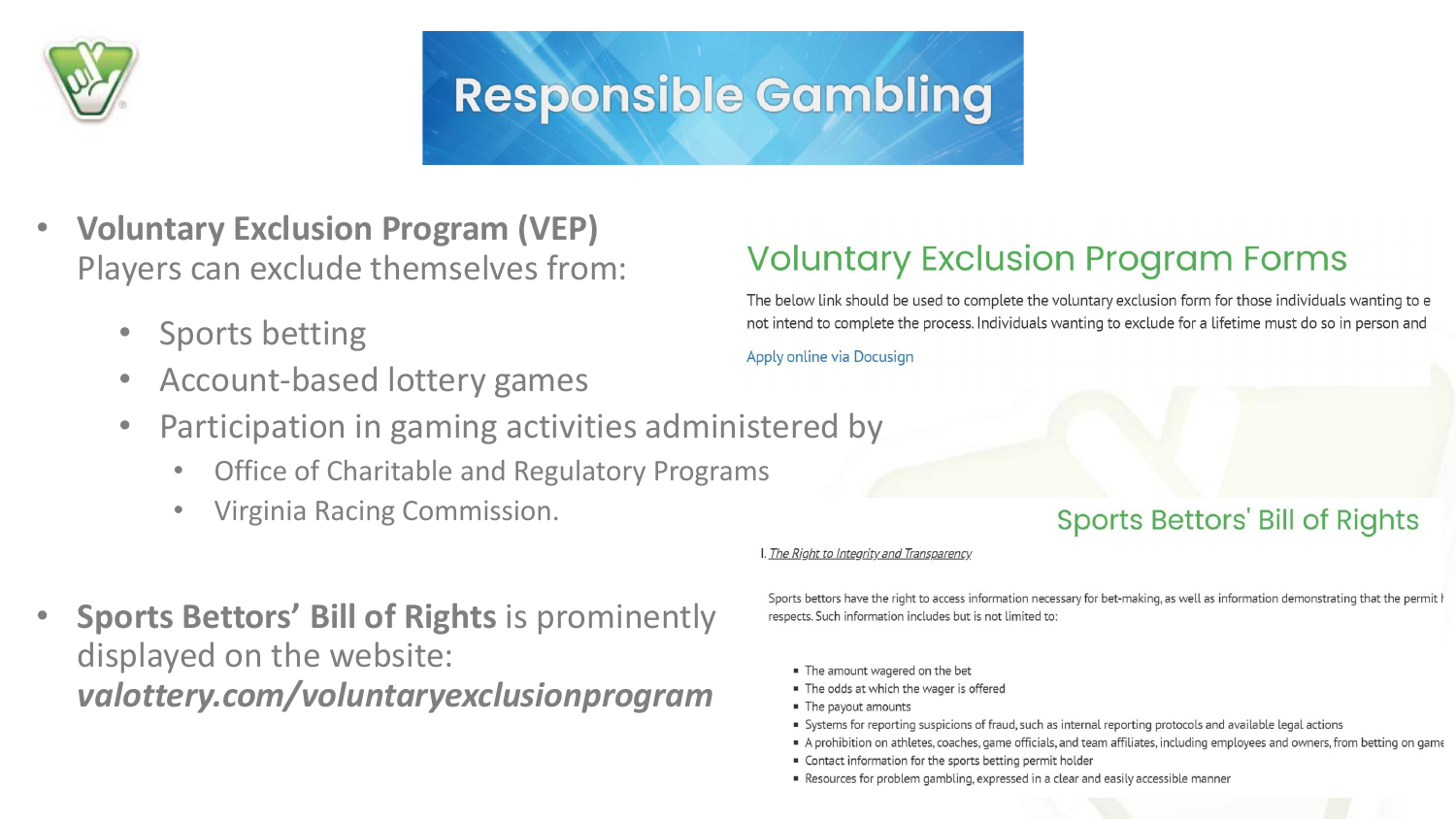# Responsible Gambling

- **Voluntary Exclusion Program (VEP)**
  Players can exclude themselves from:
  - Sports betting
  - Account-based lottery games
  - Participation in gaming activities administered by
    - Office of Charitable and Regulatory Programs
    - Virginia Racing Commission.

- **Sports Bettors' Bill of Rights** is prominently displayed on the website: ***valottery.com/voluntaryexclusionprogram***

## Voluntary Exclusion Program Forms

The below link should be used to complete the voluntary exclusion form for those individuals wanting to e
not intend to complete the process. Individuals wanting to exclude for a lifetime must do so in person and

Apply online via Docusign

## Sports Bettors' Bill of Rights

I. *The Right to Integrity and Transparency*

Sports bettors have the right to access information necessary for bet-making, as well as information demonstrating that the permit h
respects. Such information includes but is not limited to:

- The amount wagered on the bet
- The odds at which the wager is offered
- The payout amounts
- Systems for reporting suspicions of fraud, such as internal reporting protocols and available legal actions
- A prohibition on athletes, coaches, game officials, and team affiliates, including employees and owners, from betting on game
- Contact information for the sports betting permit holder
- Resources for problem gambling, expressed in a clear and easily accessible manner